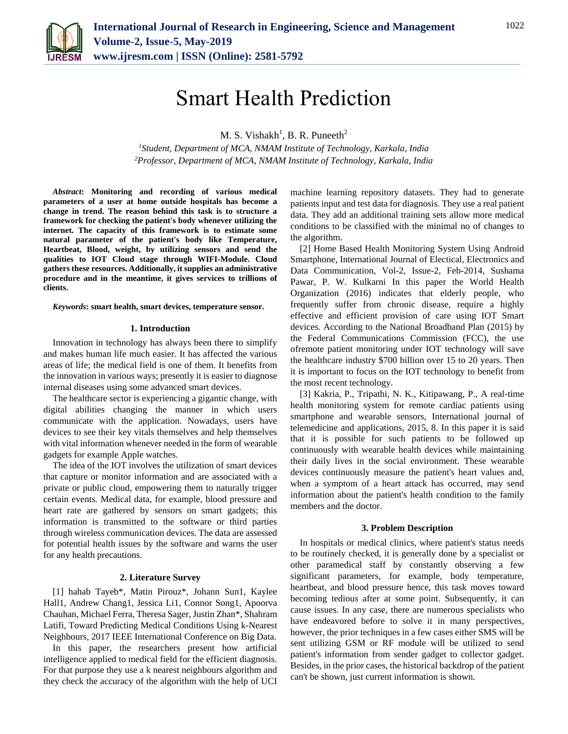# Smart Health Prediction

M. S. Vishakh[1], B. R. Puneeth[2]

[1]*Student, Department of MCA, NMAM Institute of Technology, Karkala, India*
[2]*Professor, Department of MCA, NMAM Institute of Technology, Karkala, India*

***Abstract*****: Monitoring and recording of various medical parameters of a user at home outside hospitals has become a change in trend. The reason behind this task is to structure a framework for checking the patient's body whenever utilizing the internet. The capacity of this framework is to estimate some natural parameter of the patient's body like Temperature, Heartbeat, Blood, weight, by utilizing sensors and send the qualities to IOT Cloud stage through WIFI-Module. Cloud gathers these resources. Additionally, it supplies an administrative procedure and in the meantime, it gives services to trillions of clients.**

***Keywords*****: smart health, smart devices, temperature sensor.**

## 1. Introduction

Innovation in technology has always been there to simplify and makes human life much easier. It has affected the various areas of life; the medical field is one of them. It benefits from the innovation in various ways; presently it is easier to diagnose internal diseases using some advanced smart devices.

The healthcare sector is experiencing a gigantic change, with digital abilities changing the manner in which users communicate with the application. Nowadays, users have devices to see their key vitals themselves and help themselves with vital information whenever needed in the form of wearable gadgets for example Apple watches.

The idea of the IOT involves the utilization of smart devices that capture or monitor information and are associated with a private or public cloud, empowering them to naturally trigger certain events. Medical data, for example, blood pressure and heart rate are gathered by sensors on smart gadgets; this information is transmitted to the software or third parties through wireless communication devices. The data are assessed for potential health issues by the software and warns the user for any health precautions.

## 2. Literature Survey

[1] hahab Tayeb*, Matin Pirouz*, Johann Sun1, Kaylee Hall1, Andrew Chang1, Jessica Li1, Connor Song1, Apoorva Chauhan, Michael Ferra, Theresa Sager, Justin Zhan*, Shahram Latifi, Toward Predicting Medical Conditions Using k-Nearest Neighbours, 2017 IEEE International Conference on Big Data.

In this paper, the researchers present how artificial intelligence applied to medical field for the efficient diagnosis. For that purpose they use a k nearest neighbours algorithm and they check the accuracy of the algorithm with the help of UCI machine learning repository datasets. They had to generate patients input and test data for diagnosis. They use a real patient data. They add an additional training sets allow more medical conditions to be classified with the minimal no of changes to the algorithm.

[2] Home Based Health Monitoring System Using Android Smartphone, International Journal of Electical, Electronics and Data Communication, Vol-2, Issue-2, Feb-2014, Sushama Pawar, P. W. Kulkarni In this paper the World Health Organization (2016) indicates that elderly people, who frequently suffer from chronic disease, require a highly effective and efficient provision of care using IOT Smart devices. According to the National Broadband Plan (2015) by the Federal Communications Commission (FCC), the use ofremote patient monitoring under IOT technology will save the healthcare industry $700 billion over 15 to 20 years. Then it is important to focus on the IOT technology to benefit from the most recent technology.

[3] Kakria, P., Tripathi, N. K., Kitipawang, P., A real-time health monitoring system for remote cardiac patients using smartphone and wearable sensors, International journal of telemedicine and applications, 2015, 8. In this paper it is said that it is possible for such patients to be followed up continuously with wearable health devices while maintaining their daily lives in the social environment. These wearable devices continuously measure the patient's heart values and, when a symptom of a heart attack has occurred, may send information about the patient's health condition to the family members and the doctor.

## 3. Problem Description

In hospitals or medical clinics, where patient's status needs to be routinely checked, it is generally done by a specialist or other paramedical staff by constantly observing a few significant parameters, for example, body temperature, heartbeat, and blood pressure hence, this task moves toward becoming tedious after at some point. Subsequently, it can cause issues. In any case, there are numerous specialists who have endeavored before to solve it in many perspectives, however, the prior techniques in a few cases either SMS will be sent utilizing GSM or RF module will be utilized to send patient's information from sender gadget to collector gadget. Besides, in the prior cases, the historical backdrop of the patient can't be shown, just current information is shown.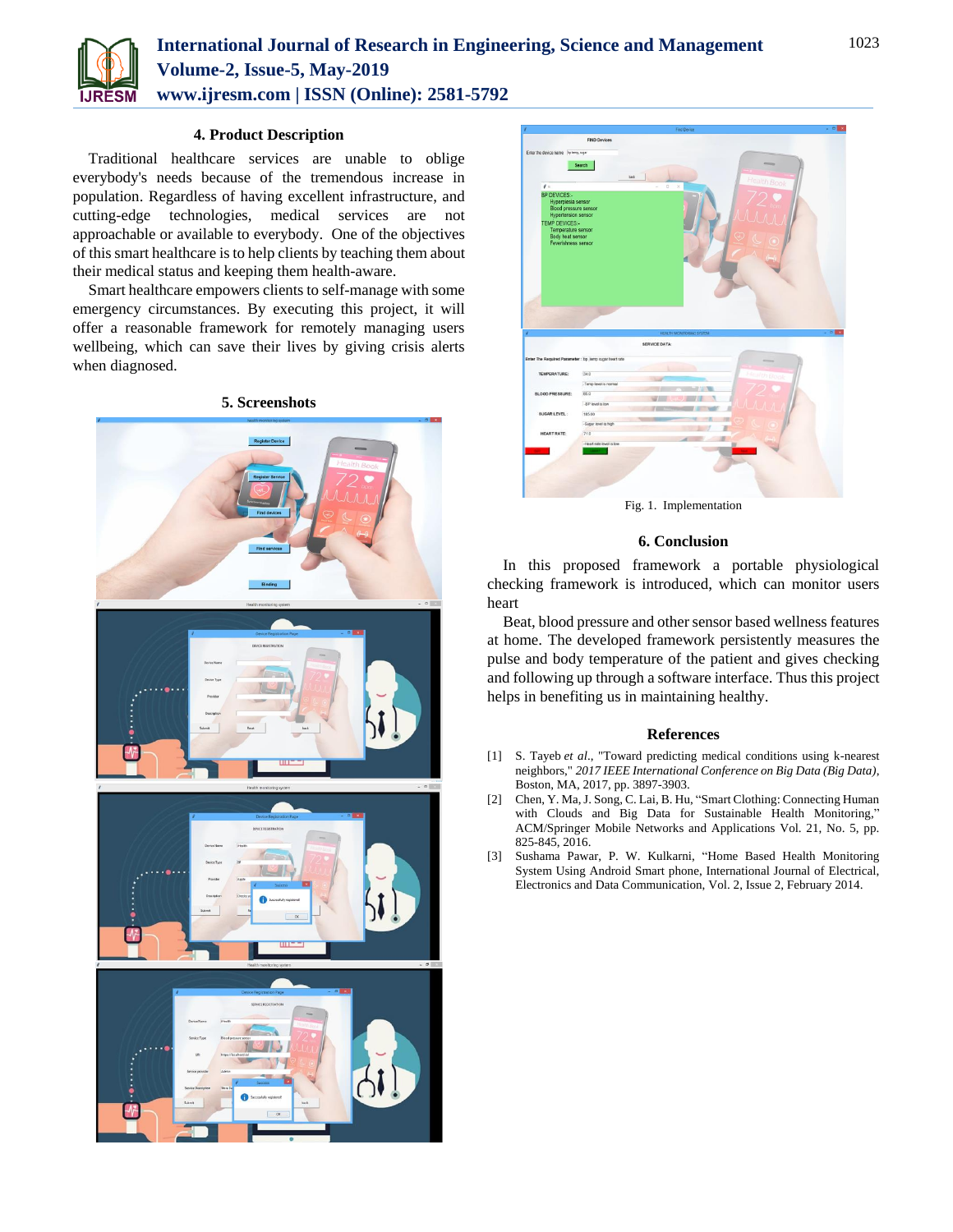## 4. Product Description

Traditional healthcare services are unable to oblige everybody's needs because of the tremendous increase in population. Regardless of having excellent infrastructure, and cutting-edge technologies, medical services are not approachable or available to everybody. One of the objectives of this smart healthcare is to help clients by teaching them about their medical status and keeping them health-aware.

Smart healthcare empowers clients to self-manage with some emergency circumstances. By executing this project, it will offer a reasonable framework for remotely managing users wellbeing, which can save their lives by giving crisis alerts when diagnosed.

## 5. Screenshots

Fig. 1. Implementation

## 6. Conclusion

In this proposed framework a portable physiological checking framework is introduced, which can monitor users heart

Beat, blood pressure and other sensor based wellness features at home. The developed framework persistently measures the pulse and body temperature of the patient and gives checking and following up through a software interface. Thus this project helps in benefiting us in maintaining healthy.

## References

[1] S. Tayeb *et al*., "Toward predicting medical conditions using k-nearest neighbors," *2017 IEEE International Conference on Big Data (Big Data)*, Boston, MA, 2017, pp. 3897-3903.

[2] Chen, Y. Ma, J. Song, C. Lai, B. Hu, "Smart Clothing: Connecting Human with Clouds and Big Data for Sustainable Health Monitoring," ACM/Springer Mobile Networks and Applications Vol. 21, No. 5, pp. 825-845, 2016.

[3] Sushama Pawar, P. W. Kulkarni, "Home Based Health Monitoring System Using Android Smart phone, International Journal of Electrical, Electronics and Data Communication, Vol. 2, Issue 2, February 2014.